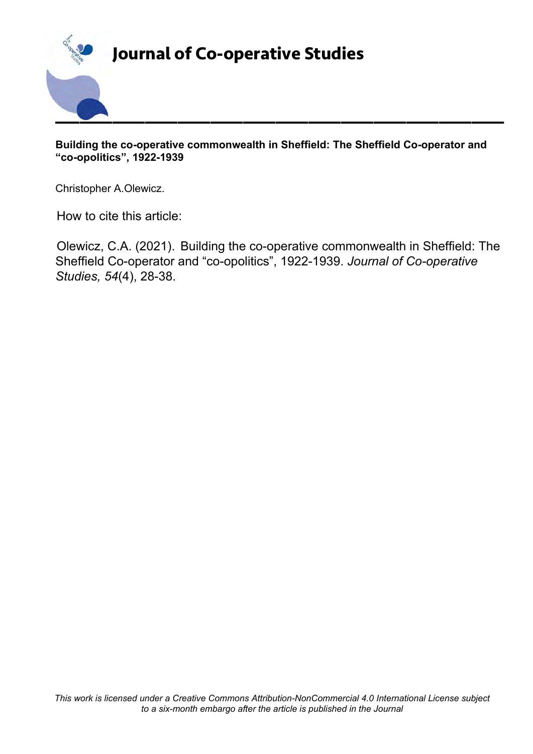# Journal of Co-operative Studies

**Building the co-operative commonwealth in Sheffield: The Sheffield Co-operator and "co-opolitics", 1922-1939**

Christopher A.Olewicz.

How to cite this article:

Olewicz, C.A. (2021). Building the co-operative commonwealth in Sheffield: The Sheffield Co-operator and "co-opolitics", 1922-1939. *Journal of Co-operative Studies, 54*(4), 28-38.

*This work is licensed under a Creative Commons Attribution-NonCommercial 4.0 International License subject to a six-month embargo after the article is published in the Journal*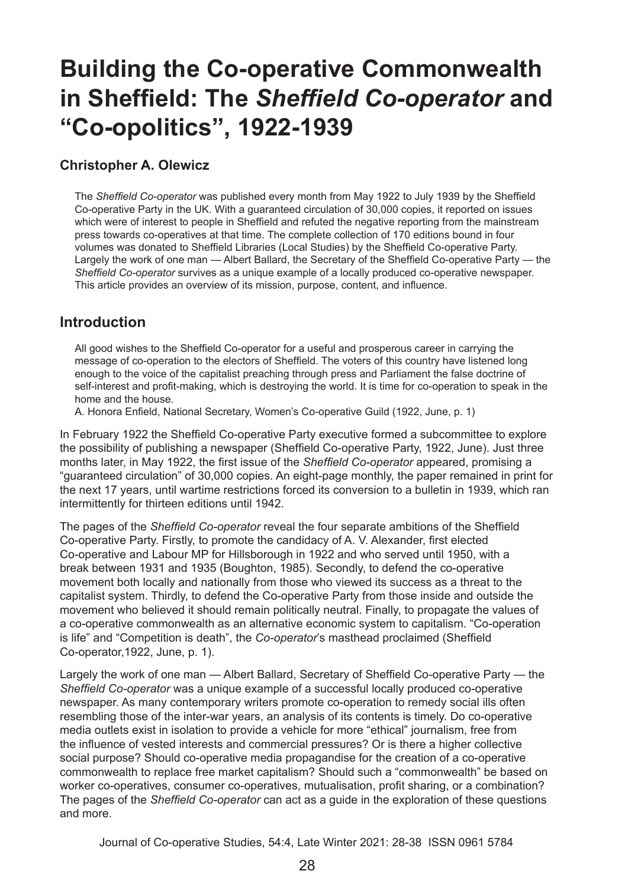# Building the Co-operative Commonwealth in Sheffield: The *Sheffield Co-operator* and "Co-opolitics", 1922-1939

### Christopher A. Olewicz

The *Sheffield Co-operator* was published every month from May 1922 to July 1939 by the Sheffield Co-operative Party in the UK. With a guaranteed circulation of 30,000 copies, it reported on issues which were of interest to people in Sheffield and refuted the negative reporting from the mainstream press towards co-operatives at that time. The complete collection of 170 editions bound in four volumes was donated to Sheffield Libraries (Local Studies) by the Sheffield Co-operative Party. Largely the work of one man — Albert Ballard, the Secretary of the Sheffield Co-operative Party — the *Sheffield Co-operator* survives as a unique example of a locally produced co-operative newspaper. This article provides an overview of its mission, purpose, content, and influence.

## Introduction

> All good wishes to the Sheffield Co-operator for a useful and prosperous career in carrying the message of co-operation to the electors of Sheffield. The voters of this country have listened long enough to the voice of the capitalist preaching through press and Parliament the false doctrine of self-interest and profit-making, which is destroying the world. It is time for co-operation to speak in the home and the house.
>
> A. Honora Enfield, National Secretary, Women's Co-operative Guild (1922, June, p. 1)

In February 1922 the Sheffield Co-operative Party executive formed a subcommittee to explore the possibility of publishing a newspaper (Sheffield Co-operative Party, 1922, June). Just three months later, in May 1922, the first issue of the *Sheffield Co-operator* appeared, promising a "guaranteed circulation" of 30,000 copies. An eight-page monthly, the paper remained in print for the next 17 years, until wartime restrictions forced its conversion to a bulletin in 1939, which ran intermittently for thirteen editions until 1942.

The pages of the *Sheffield Co-operator* reveal the four separate ambitions of the Sheffield Co-operative Party. Firstly, to promote the candidacy of A. V. Alexander, first elected Co-operative and Labour MP for Hillsborough in 1922 and who served until 1950, with a break between 1931 and 1935 (Boughton, 1985). Secondly, to defend the co-operative movement both locally and nationally from those who viewed its success as a threat to the capitalist system. Thirdly, to defend the Co-operative Party from those inside and outside the movement who believed it should remain politically neutral. Finally, to propagate the values of a co-operative commonwealth as an alternative economic system to capitalism. "Co-operation is life" and "Competition is death", the *Co-operator*'s masthead proclaimed (Sheffield Co-operator,1922, June, p. 1).

Largely the work of one man — Albert Ballard, Secretary of Sheffield Co-operative Party — the *Sheffield Co-operator* was a unique example of a successful locally produced co-operative newspaper. As many contemporary writers promote co-operation to remedy social ills often resembling those of the inter-war years, an analysis of its contents is timely. Do co-operative media outlets exist in isolation to provide a vehicle for more "ethical" journalism, free from the influence of vested interests and commercial pressures? Or is there a higher collective social purpose? Should co-operative media propagandise for the creation of a co-operative commonwealth to replace free market capitalism? Should such a "commonwealth" be based on worker co-operatives, consumer co-operatives, mutualisation, profit sharing, or a combination? The pages of the *Sheffield Co-operator* can act as a guide in the exploration of these questions and more.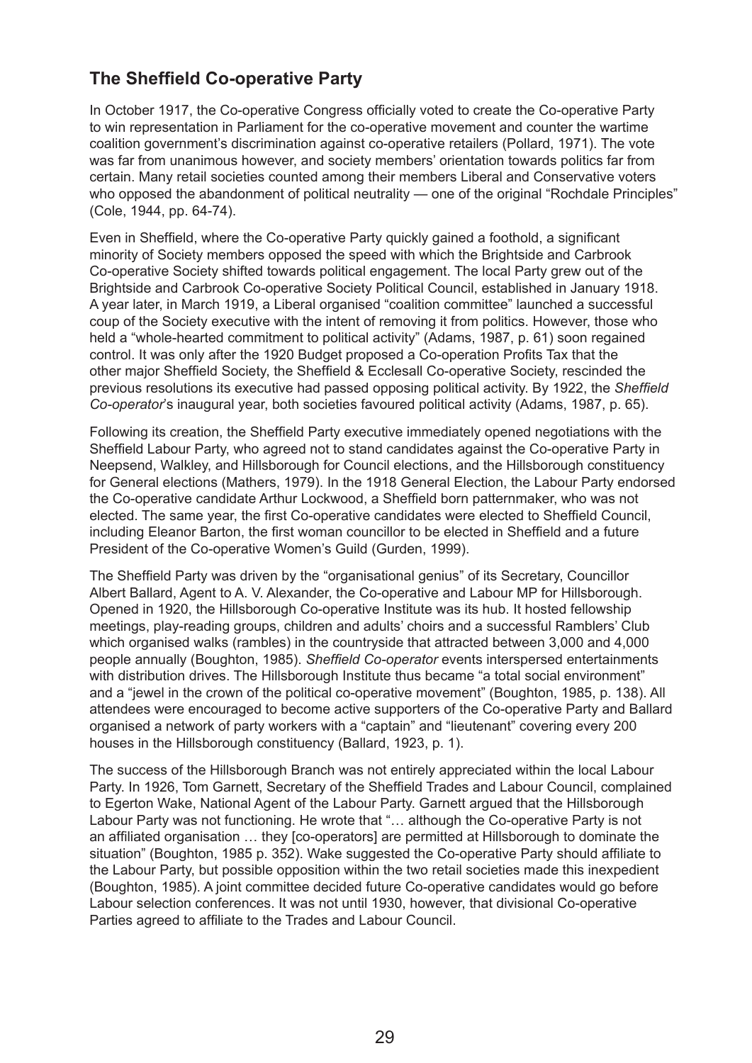## The Sheffield Co-operative Party

In October 1917, the Co-operative Congress officially voted to create the Co-operative Party to win representation in Parliament for the co-operative movement and counter the wartime coalition government's discrimination against co-operative retailers (Pollard, 1971). The vote was far from unanimous however, and society members' orientation towards politics far from certain. Many retail societies counted among their members Liberal and Conservative voters who opposed the abandonment of political neutrality — one of the original "Rochdale Principles" (Cole, 1944, pp. 64-74).

Even in Sheffield, where the Co-operative Party quickly gained a foothold, a significant minority of Society members opposed the speed with which the Brightside and Carbrook Co-operative Society shifted towards political engagement. The local Party grew out of the Brightside and Carbrook Co-operative Society Political Council, established in January 1918. A year later, in March 1919, a Liberal organised "coalition committee" launched a successful coup of the Society executive with the intent of removing it from politics. However, those who held a "whole-hearted commitment to political activity" (Adams, 1987, p. 61) soon regained control. It was only after the 1920 Budget proposed a Co-operation Profits Tax that the other major Sheffield Society, the Sheffield & Ecclesall Co-operative Society, rescinded the previous resolutions its executive had passed opposing political activity. By 1922, the *Sheffield Co-operator*'s inaugural year, both societies favoured political activity (Adams, 1987, p. 65).

Following its creation, the Sheffield Party executive immediately opened negotiations with the Sheffield Labour Party, who agreed not to stand candidates against the Co-operative Party in Neepsend, Walkley, and Hillsborough for Council elections, and the Hillsborough constituency for General elections (Mathers, 1979). In the 1918 General Election, the Labour Party endorsed the Co-operative candidate Arthur Lockwood, a Sheffield born patternmaker, who was not elected. The same year, the first Co-operative candidates were elected to Sheffield Council, including Eleanor Barton, the first woman councillor to be elected in Sheffield and a future President of the Co-operative Women's Guild (Gurden, 1999).

The Sheffield Party was driven by the "organisational genius" of its Secretary, Councillor Albert Ballard, Agent to A. V. Alexander, the Co-operative and Labour MP for Hillsborough. Opened in 1920, the Hillsborough Co-operative Institute was its hub. It hosted fellowship meetings, play-reading groups, children and adults' choirs and a successful Ramblers' Club which organised walks (rambles) in the countryside that attracted between 3,000 and 4,000 people annually (Boughton, 1985). *Sheffield Co-operator* events interspersed entertainments with distribution drives. The Hillsborough Institute thus became "a total social environment" and a "jewel in the crown of the political co-operative movement" (Boughton, 1985, p. 138). All attendees were encouraged to become active supporters of the Co-operative Party and Ballard organised a network of party workers with a "captain" and "lieutenant" covering every 200 houses in the Hillsborough constituency (Ballard, 1923, p. 1).

The success of the Hillsborough Branch was not entirely appreciated within the local Labour Party. In 1926, Tom Garnett, Secretary of the Sheffield Trades and Labour Council, complained to Egerton Wake, National Agent of the Labour Party. Garnett argued that the Hillsborough Labour Party was not functioning. He wrote that "… although the Co-operative Party is not an affiliated organisation … they [co-operators] are permitted at Hillsborough to dominate the situation" (Boughton, 1985 p. 352). Wake suggested the Co-operative Party should affiliate to the Labour Party, but possible opposition within the two retail societies made this inexpedient (Boughton, 1985). A joint committee decided future Co-operative candidates would go before Labour selection conferences. It was not until 1930, however, that divisional Co-operative Parties agreed to affiliate to the Trades and Labour Council.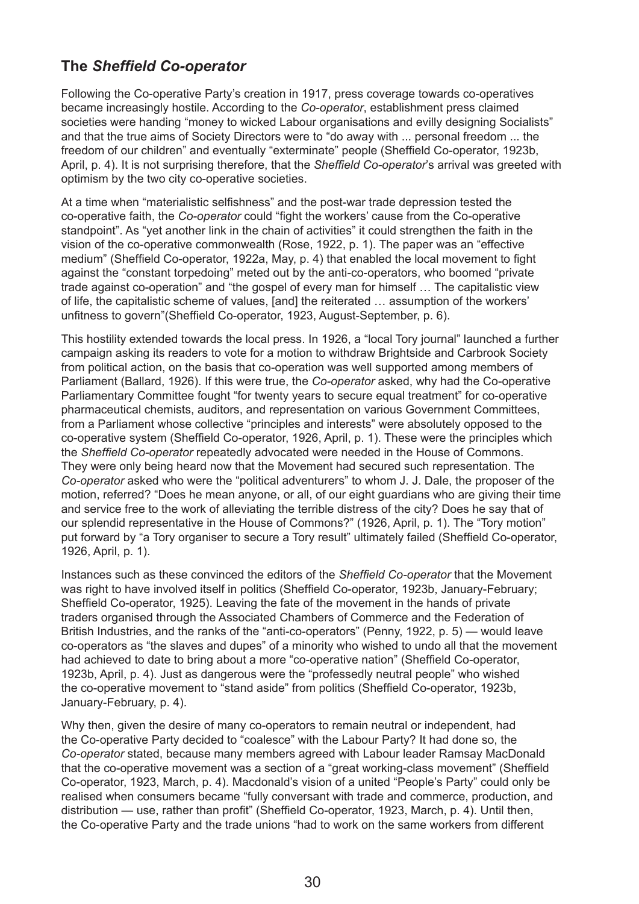## The *Sheffield Co-operator*

Following the Co-operative Party's creation in 1917, press coverage towards co-operatives became increasingly hostile. According to the *Co-operator*, establishment press claimed societies were handing "money to wicked Labour organisations and evilly designing Socialists" and that the true aims of Society Directors were to "do away with ... personal freedom ... the freedom of our children" and eventually "exterminate" people (Sheffield Co-operator, 1923b, April, p. 4). It is not surprising therefore, that the *Sheffield Co-operator*'s arrival was greeted with optimism by the two city co-operative societies.

At a time when "materialistic selfishness" and the post-war trade depression tested the co-operative faith, the *Co-operator* could "fight the workers' cause from the Co-operative standpoint". As "yet another link in the chain of activities" it could strengthen the faith in the vision of the co-operative commonwealth (Rose, 1922, p. 1). The paper was an "effective medium" (Sheffield Co-operator, 1922a, May, p. 4) that enabled the local movement to fight against the "constant torpedoing" meted out by the anti-co-operators, who boomed "private trade against co-operation" and "the gospel of every man for himself … The capitalistic view of life, the capitalistic scheme of values, [and] the reiterated … assumption of the workers' unfitness to govern"(Sheffield Co-operator, 1923, August-September, p. 6).

This hostility extended towards the local press. In 1926, a "local Tory journal" launched a further campaign asking its readers to vote for a motion to withdraw Brightside and Carbrook Society from political action, on the basis that co-operation was well supported among members of Parliament (Ballard, 1926). If this were true, the *Co-operator* asked, why had the Co-operative Parliamentary Committee fought "for twenty years to secure equal treatment" for co-operative pharmaceutical chemists, auditors, and representation on various Government Committees, from a Parliament whose collective "principles and interests" were absolutely opposed to the co-operative system (Sheffield Co-operator, 1926, April, p. 1). These were the principles which the *Sheffield Co-operator* repeatedly advocated were needed in the House of Commons. They were only being heard now that the Movement had secured such representation. The *Co-operator* asked who were the "political adventurers" to whom J. J. Dale, the proposer of the motion, referred? "Does he mean anyone, or all, of our eight guardians who are giving their time and service free to the work of alleviating the terrible distress of the city? Does he say that of our splendid representative in the House of Commons?" (1926, April, p. 1). The "Tory motion" put forward by "a Tory organiser to secure a Tory result" ultimately failed (Sheffield Co-operator, 1926, April, p. 1).

Instances such as these convinced the editors of the *Sheffield Co-operator* that the Movement was right to have involved itself in politics (Sheffield Co-operator, 1923b, January-February; Sheffield Co-operator, 1925). Leaving the fate of the movement in the hands of private traders organised through the Associated Chambers of Commerce and the Federation of British Industries, and the ranks of the "anti-co-operators" (Penny, 1922, p. 5) — would leave co-operators as "the slaves and dupes" of a minority who wished to undo all that the movement had achieved to date to bring about a more "co-operative nation" (Sheffield Co-operator, 1923b, April, p. 4). Just as dangerous were the "professedly neutral people" who wished the co-operative movement to "stand aside" from politics (Sheffield Co-operator, 1923b, January-February, p. 4).

Why then, given the desire of many co-operators to remain neutral or independent, had the Co-operative Party decided to "coalesce" with the Labour Party? It had done so, the *Co-operator* stated, because many members agreed with Labour leader Ramsay MacDonald that the co-operative movement was a section of a "great working-class movement" (Sheffield Co-operator, 1923, March, p. 4). Macdonald's vision of a united "People's Party" could only be realised when consumers became "fully conversant with trade and commerce, production, and distribution — use, rather than profit" (Sheffield Co-operator, 1923, March, p. 4). Until then, the Co-operative Party and the trade unions "had to work on the same workers from different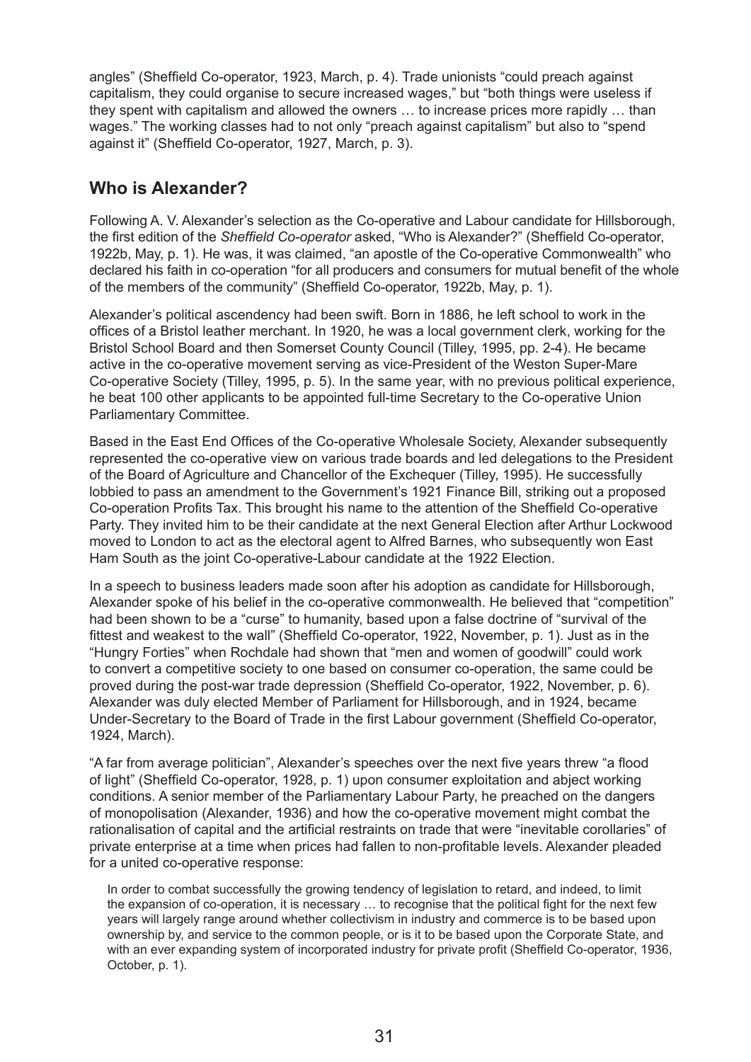angles" (Sheffield Co-operator, 1923, March, p. 4). Trade unionists "could preach against capitalism, they could organise to secure increased wages," but "both things were useless if they spent with capitalism and allowed the owners … to increase prices more rapidly … than wages." The working classes had to not only "preach against capitalism" but also to "spend against it" (Sheffield Co-operator, 1927, March, p. 3).

## Who is Alexander?

Following A. V. Alexander's selection as the Co-operative and Labour candidate for Hillsborough, the first edition of the *Sheffield Co-operator* asked, "Who is Alexander?" (Sheffield Co-operator, 1922b, May, p. 1). He was, it was claimed, "an apostle of the Co-operative Commonwealth" who declared his faith in co-operation "for all producers and consumers for mutual benefit of the whole of the members of the community" (Sheffield Co-operator, 1922b, May, p. 1).

Alexander's political ascendency had been swift. Born in 1886, he left school to work in the offices of a Bristol leather merchant. In 1920, he was a local government clerk, working for the Bristol School Board and then Somerset County Council (Tilley, 1995, pp. 2-4). He became active in the co-operative movement serving as vice-President of the Weston Super-Mare Co-operative Society (Tilley, 1995, p. 5). In the same year, with no previous political experience, he beat 100 other applicants to be appointed full-time Secretary to the Co-operative Union Parliamentary Committee.

Based in the East End Offices of the Co-operative Wholesale Society, Alexander subsequently represented the co-operative view on various trade boards and led delegations to the President of the Board of Agriculture and Chancellor of the Exchequer (Tilley, 1995). He successfully lobbied to pass an amendment to the Government's 1921 Finance Bill, striking out a proposed Co-operation Profits Tax. This brought his name to the attention of the Sheffield Co-operative Party. They invited him to be their candidate at the next General Election after Arthur Lockwood moved to London to act as the electoral agent to Alfred Barnes, who subsequently won East Ham South as the joint Co-operative-Labour candidate at the 1922 Election.

In a speech to business leaders made soon after his adoption as candidate for Hillsborough, Alexander spoke of his belief in the co-operative commonwealth. He believed that "competition" had been shown to be a "curse" to humanity, based upon a false doctrine of "survival of the fittest and weakest to the wall" (Sheffield Co-operator, 1922, November, p. 1). Just as in the "Hungry Forties" when Rochdale had shown that "men and women of goodwill" could work to convert a competitive society to one based on consumer co-operation, the same could be proved during the post-war trade depression (Sheffield Co-operator, 1922, November, p. 6). Alexander was duly elected Member of Parliament for Hillsborough, and in 1924, became Under-Secretary to the Board of Trade in the first Labour government (Sheffield Co-operator, 1924, March).

"A far from average politician", Alexander's speeches over the next five years threw "a flood of light" (Sheffield Co-operator, 1928, p. 1) upon consumer exploitation and abject working conditions. A senior member of the Parliamentary Labour Party, he preached on the dangers of monopolisation (Alexander, 1936) and how the co-operative movement might combat the rationalisation of capital and the artificial restraints on trade that were "inevitable corollaries" of private enterprise at a time when prices had fallen to non-profitable levels. Alexander pleaded for a united co-operative response:

> In order to combat successfully the growing tendency of legislation to retard, and indeed, to limit the expansion of co-operation, it is necessary … to recognise that the political fight for the next few years will largely range around whether collectivism in industry and commerce is to be based upon ownership by, and service to the common people, or is it to be based upon the Corporate State, and with an ever expanding system of incorporated industry for private profit (Sheffield Co-operator, 1936, October, p. 1).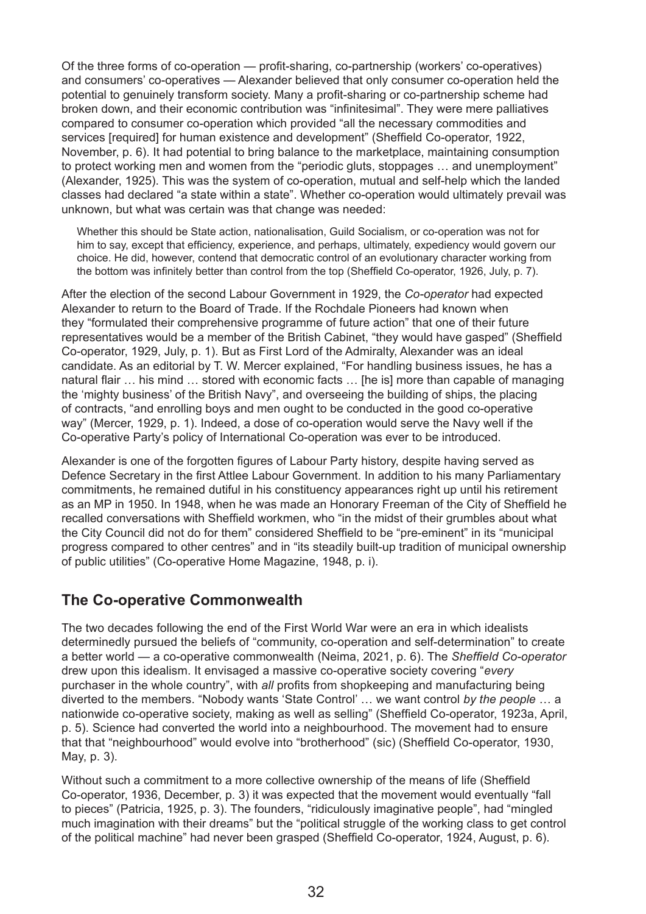Of the three forms of co-operation — profit-sharing, co-partnership (workers' co-operatives) and consumers' co-operatives — Alexander believed that only consumer co-operation held the potential to genuinely transform society. Many a profit-sharing or co-partnership scheme had broken down, and their economic contribution was "infinitesimal". They were mere palliatives compared to consumer co-operation which provided "all the necessary commodities and services [required] for human existence and development" (Sheffield Co-operator, 1922, November, p. 6). It had potential to bring balance to the marketplace, maintaining consumption to protect working men and women from the "periodic gluts, stoppages … and unemployment" (Alexander, 1925). This was the system of co-operation, mutual and self-help which the landed classes had declared "a state within a state". Whether co-operation would ultimately prevail was unknown, but what was certain was that change was needed:

> Whether this should be State action, nationalisation, Guild Socialism, or co-operation was not for him to say, except that efficiency, experience, and perhaps, ultimately, expediency would govern our choice. He did, however, contend that democratic control of an evolutionary character working from the bottom was infinitely better than control from the top (Sheffield Co-operator, 1926, July, p. 7).

After the election of the second Labour Government in 1929, the *Co-operator* had expected Alexander to return to the Board of Trade. If the Rochdale Pioneers had known when they "formulated their comprehensive programme of future action" that one of their future representatives would be a member of the British Cabinet, "they would have gasped" (Sheffield Co-operator, 1929, July, p. 1). But as First Lord of the Admiralty, Alexander was an ideal candidate. As an editorial by T. W. Mercer explained, "For handling business issues, he has a natural flair … his mind … stored with economic facts … [he is] more than capable of managing the 'mighty business' of the British Navy", and overseeing the building of ships, the placing of contracts, "and enrolling boys and men ought to be conducted in the good co-operative way" (Mercer, 1929, p. 1). Indeed, a dose of co-operation would serve the Navy well if the Co-operative Party's policy of International Co-operation was ever to be introduced.

Alexander is one of the forgotten figures of Labour Party history, despite having served as Defence Secretary in the first Attlee Labour Government. In addition to his many Parliamentary commitments, he remained dutiful in his constituency appearances right up until his retirement as an MP in 1950. In 1948, when he was made an Honorary Freeman of the City of Sheffield he recalled conversations with Sheffield workmen, who "in the midst of their grumbles about what the City Council did not do for them" considered Sheffield to be "pre-eminent" in its "municipal progress compared to other centres" and in "its steadily built-up tradition of municipal ownership of public utilities" (Co-operative Home Magazine, 1948, p. i).

## The Co-operative Commonwealth

The two decades following the end of the First World War were an era in which idealists determinedly pursued the beliefs of "community, co-operation and self-determination" to create a better world — a co-operative commonwealth (Neima, 2021, p. 6). The *Sheffield Co-operator* drew upon this idealism. It envisaged a massive co-operative society covering "*every* purchaser in the whole country", with *all* profits from shopkeeping and manufacturing being diverted to the members. "Nobody wants 'State Control' … we want control *by the people* … a nationwide co-operative society, making as well as selling" (Sheffield Co-operator, 1923a, April, p. 5). Science had converted the world into a neighbourhood. The movement had to ensure that that "neighbourhood" would evolve into "brotherhood" (sic) (Sheffield Co-operator, 1930, May, p. 3).

Without such a commitment to a more collective ownership of the means of life (Sheffield Co-operator, 1936, December, p. 3) it was expected that the movement would eventually "fall to pieces" (Patricia, 1925, p. 3). The founders, "ridiculously imaginative people", had "mingled much imagination with their dreams" but the "political struggle of the working class to get control of the political machine" had never been grasped (Sheffield Co-operator, 1924, August, p. 6).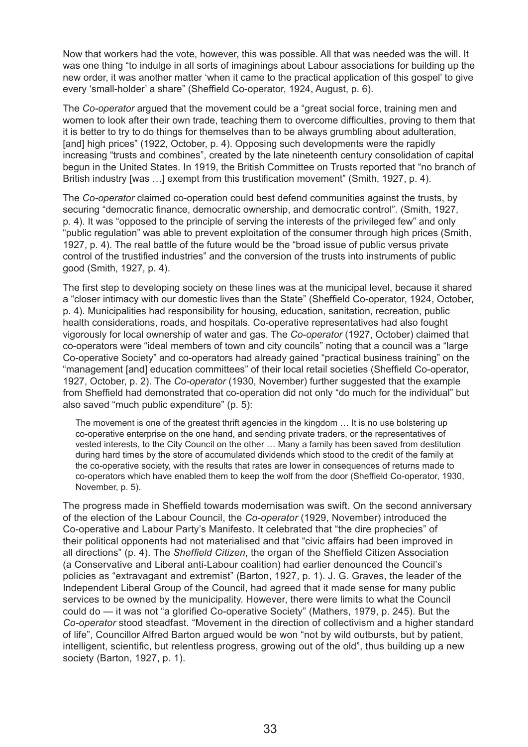Now that workers had the vote, however, this was possible. All that was needed was the will. It was one thing "to indulge in all sorts of imaginings about Labour associations for building up the new order, it was another matter 'when it came to the practical application of this gospel' to give every 'small-holder' a share" (Sheffield Co-operator, 1924, August, p. 6).

The *Co-operator* argued that the movement could be a "great social force, training men and women to look after their own trade, teaching them to overcome difficulties, proving to them that it is better to try to do things for themselves than to be always grumbling about adulteration, [and] high prices" (1922, October, p. 4). Opposing such developments were the rapidly increasing "trusts and combines", created by the late nineteenth century consolidation of capital begun in the United States. In 1919, the British Committee on Trusts reported that "no branch of British industry [was …] exempt from this trustification movement" (Smith, 1927, p. 4).

The *Co-operator* claimed co-operation could best defend communities against the trusts, by securing "democratic finance, democratic ownership, and democratic control". (Smith, 1927, p. 4). It was "opposed to the principle of serving the interests of the privileged few" and only "public regulation" was able to prevent exploitation of the consumer through high prices (Smith, 1927, p. 4). The real battle of the future would be the "broad issue of public versus private control of the trustified industries" and the conversion of the trusts into instruments of public good (Smith, 1927, p. 4).

The first step to developing society on these lines was at the municipal level, because it shared a "closer intimacy with our domestic lives than the State" (Sheffield Co-operator, 1924, October, p. 4). Municipalities had responsibility for housing, education, sanitation, recreation, public health considerations, roads, and hospitals. Co-operative representatives had also fought vigorously for local ownership of water and gas. The *Co-operator* (1927, October) claimed that co-operators were "ideal members of town and city councils" noting that a council was a "large Co-operative Society" and co-operators had already gained "practical business training" on the "management [and] education committees" of their local retail societies (Sheffield Co-operator, 1927, October, p. 2). The *Co-operator* (1930, November) further suggested that the example from Sheffield had demonstrated that co-operation did not only "do much for the individual" but also saved "much public expenditure" (p. 5):

> The movement is one of the greatest thrift agencies in the kingdom … It is no use bolstering up co-operative enterprise on the one hand, and sending private traders, or the representatives of vested interests, to the City Council on the other … Many a family has been saved from destitution during hard times by the store of accumulated dividends which stood to the credit of the family at the co-operative society, with the results that rates are lower in consequences of returns made to co-operators which have enabled them to keep the wolf from the door (Sheffield Co-operator, 1930, November, p. 5).

The progress made in Sheffield towards modernisation was swift. On the second anniversary of the election of the Labour Council, the *Co-operator* (1929, November) introduced the Co-operative and Labour Party's Manifesto. It celebrated that "the dire prophecies" of their political opponents had not materialised and that "civic affairs had been improved in all directions" (p. 4). The *Sheffield Citizen*, the organ of the Sheffield Citizen Association (a Conservative and Liberal anti-Labour coalition) had earlier denounced the Council's policies as "extravagant and extremist" (Barton, 1927, p. 1). J. G. Graves, the leader of the Independent Liberal Group of the Council, had agreed that it made sense for many public services to be owned by the municipality. However, there were limits to what the Council could do — it was not "a glorified Co-operative Society" (Mathers, 1979, p. 245). But the *Co-operator* stood steadfast. "Movement in the direction of collectivism and a higher standard of life", Councillor Alfred Barton argued would be won "not by wild outbursts, but by patient, intelligent, scientific, but relentless progress, growing out of the old", thus building up a new society (Barton, 1927, p. 1).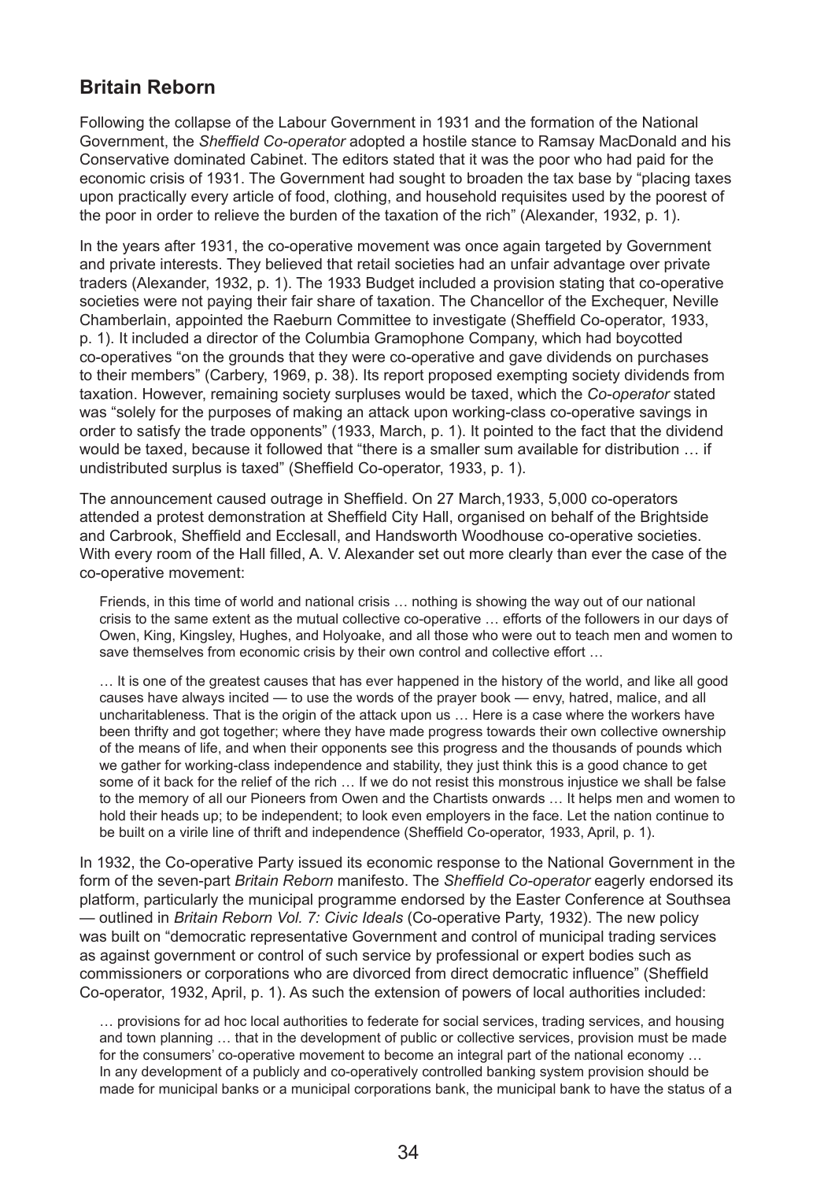## Britain Reborn

Following the collapse of the Labour Government in 1931 and the formation of the National Government, the *Sheffield Co-operator* adopted a hostile stance to Ramsay MacDonald and his Conservative dominated Cabinet. The editors stated that it was the poor who had paid for the economic crisis of 1931. The Government had sought to broaden the tax base by "placing taxes upon practically every article of food, clothing, and household requisites used by the poorest of the poor in order to relieve the burden of the taxation of the rich" (Alexander, 1932, p. 1).

In the years after 1931, the co-operative movement was once again targeted by Government and private interests. They believed that retail societies had an unfair advantage over private traders (Alexander, 1932, p. 1). The 1933 Budget included a provision stating that co-operative societies were not paying their fair share of taxation. The Chancellor of the Exchequer, Neville Chamberlain, appointed the Raeburn Committee to investigate (Sheffield Co-operator, 1933, p. 1). It included a director of the Columbia Gramophone Company, which had boycotted co-operatives "on the grounds that they were co-operative and gave dividends on purchases to their members" (Carbery, 1969, p. 38). Its report proposed exempting society dividends from taxation. However, remaining society surpluses would be taxed, which the *Co-operator* stated was "solely for the purposes of making an attack upon working-class co-operative savings in order to satisfy the trade opponents" (1933, March, p. 1). It pointed to the fact that the dividend would be taxed, because it followed that "there is a smaller sum available for distribution … if undistributed surplus is taxed" (Sheffield Co-operator, 1933, p. 1).

The announcement caused outrage in Sheffield. On 27 March,1933, 5,000 co-operators attended a protest demonstration at Sheffield City Hall, organised on behalf of the Brightside and Carbrook, Sheffield and Ecclesall, and Handsworth Woodhouse co-operative societies. With every room of the Hall filled, A. V. Alexander set out more clearly than ever the case of the co-operative movement:

> Friends, in this time of world and national crisis … nothing is showing the way out of our national crisis to the same extent as the mutual collective co-operative … efforts of the followers in our days of Owen, King, Kingsley, Hughes, and Holyoake, and all those who were out to teach men and women to save themselves from economic crisis by their own control and collective effort …
>
> … It is one of the greatest causes that has ever happened in the history of the world, and like all good causes have always incited — to use the words of the prayer book — envy, hatred, malice, and all uncharitableness. That is the origin of the attack upon us … Here is a case where the workers have been thrifty and got together; where they have made progress towards their own collective ownership of the means of life, and when their opponents see this progress and the thousands of pounds which we gather for working-class independence and stability, they just think this is a good chance to get some of it back for the relief of the rich … If we do not resist this monstrous injustice we shall be false to the memory of all our Pioneers from Owen and the Chartists onwards … It helps men and women to hold their heads up; to be independent; to look even employers in the face. Let the nation continue to be built on a virile line of thrift and independence (Sheffield Co-operator, 1933, April, p. 1).

In 1932, the Co-operative Party issued its economic response to the National Government in the form of the seven-part *Britain Reborn* manifesto. The *Sheffield Co-operator* eagerly endorsed its platform, particularly the municipal programme endorsed by the Easter Conference at Southsea — outlined in *Britain Reborn Vol. 7: Civic Ideals* (Co-operative Party, 1932). The new policy was built on "democratic representative Government and control of municipal trading services as against government or control of such service by professional or expert bodies such as commissioners or corporations who are divorced from direct democratic influence" (Sheffield Co-operator, 1932, April, p. 1). As such the extension of powers of local authorities included:

> … provisions for ad hoc local authorities to federate for social services, trading services, and housing and town planning … that in the development of public or collective services, provision must be made for the consumers' co-operative movement to become an integral part of the national economy … In any development of a publicly and co-operatively controlled banking system provision should be made for municipal banks or a municipal corporations bank, the municipal bank to have the status of a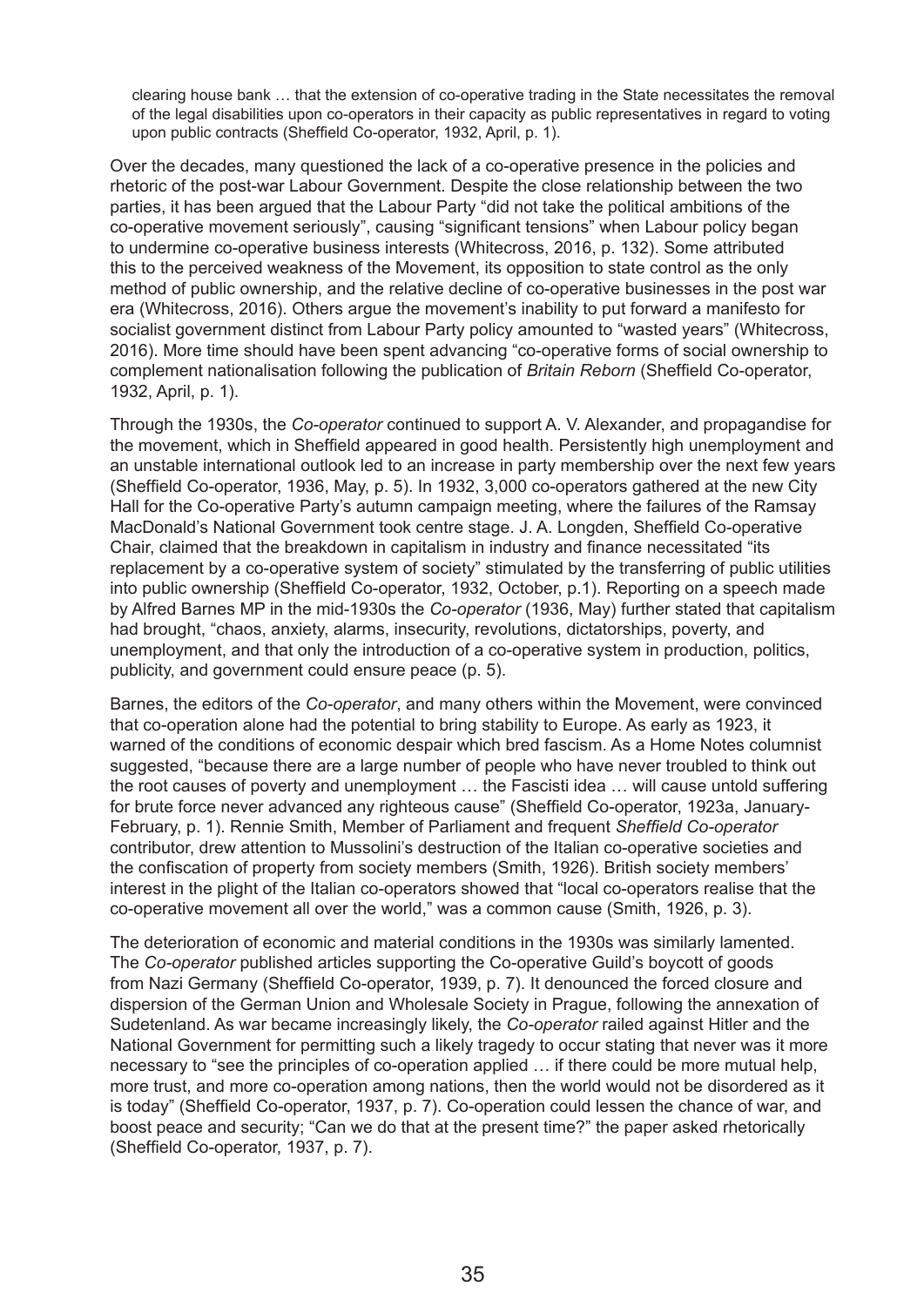clearing house bank … that the extension of co-operative trading in the State necessitates the removal of the legal disabilities upon co-operators in their capacity as public representatives in regard to voting upon public contracts (Sheffield Co-operator, 1932, April, p. 1).

Over the decades, many questioned the lack of a co-operative presence in the policies and rhetoric of the post-war Labour Government. Despite the close relationship between the two parties, it has been argued that the Labour Party "did not take the political ambitions of the co-operative movement seriously", causing "significant tensions" when Labour policy began to undermine co-operative business interests (Whitecross, 2016, p. 132). Some attributed this to the perceived weakness of the Movement, its opposition to state control as the only method of public ownership, and the relative decline of co-operative businesses in the post war era (Whitecross, 2016). Others argue the movement's inability to put forward a manifesto for socialist government distinct from Labour Party policy amounted to "wasted years" (Whitecross, 2016). More time should have been spent advancing "co-operative forms of social ownership to complement nationalisation following the publication of *Britain Reborn* (Sheffield Co-operator, 1932, April, p. 1).

Through the 1930s, the *Co-operator* continued to support A. V. Alexander, and propagandise for the movement, which in Sheffield appeared in good health. Persistently high unemployment and an unstable international outlook led to an increase in party membership over the next few years (Sheffield Co-operator, 1936, May, p. 5). In 1932, 3,000 co-operators gathered at the new City Hall for the Co-operative Party's autumn campaign meeting, where the failures of the Ramsay MacDonald's National Government took centre stage. J. A. Longden, Sheffield Co-operative Chair, claimed that the breakdown in capitalism in industry and finance necessitated "its replacement by a co-operative system of society" stimulated by the transferring of public utilities into public ownership (Sheffield Co-operator, 1932, October, p.1). Reporting on a speech made by Alfred Barnes MP in the mid-1930s the *Co-operator* (1936, May) further stated that capitalism had brought, "chaos, anxiety, alarms, insecurity, revolutions, dictatorships, poverty, and unemployment, and that only the introduction of a co-operative system in production, politics, publicity, and government could ensure peace (p. 5).

Barnes, the editors of the *Co-operator*, and many others within the Movement, were convinced that co-operation alone had the potential to bring stability to Europe. As early as 1923, it warned of the conditions of economic despair which bred fascism. As a Home Notes columnist suggested, "because there are a large number of people who have never troubled to think out the root causes of poverty and unemployment … the Fascisti idea … will cause untold suffering for brute force never advanced any righteous cause" (Sheffield Co-operator, 1923a, January-February, p. 1). Rennie Smith, Member of Parliament and frequent *Sheffield Co-operator* contributor, drew attention to Mussolini's destruction of the Italian co-operative societies and the confiscation of property from society members (Smith, 1926). British society members' interest in the plight of the Italian co-operators showed that "local co-operators realise that the co-operative movement all over the world," was a common cause (Smith, 1926, p. 3).

The deterioration of economic and material conditions in the 1930s was similarly lamented. The *Co-operator* published articles supporting the Co-operative Guild's boycott of goods from Nazi Germany (Sheffield Co-operator, 1939, p. 7). It denounced the forced closure and dispersion of the German Union and Wholesale Society in Prague, following the annexation of Sudetenland. As war became increasingly likely, the *Co-operator* railed against Hitler and the National Government for permitting such a likely tragedy to occur stating that never was it more necessary to "see the principles of co-operation applied … if there could be more mutual help, more trust, and more co-operation among nations, then the world would not be disordered as it is today" (Sheffield Co-operator, 1937, p. 7). Co-operation could lessen the chance of war, and boost peace and security; "Can we do that at the present time?" the paper asked rhetorically (Sheffield Co-operator, 1937, p. 7).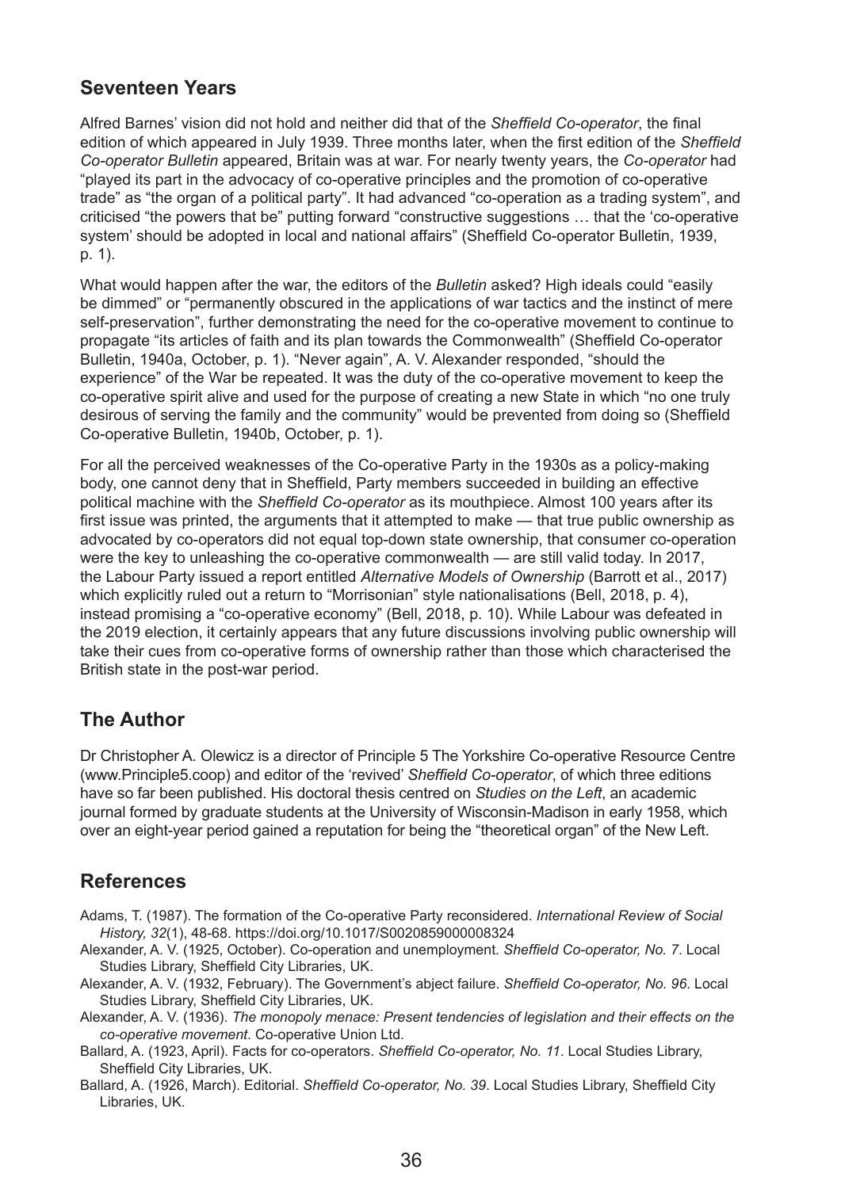## Seventeen Years

Alfred Barnes' vision did not hold and neither did that of the *Sheffield Co-operator*, the final edition of which appeared in July 1939. Three months later, when the first edition of the *Sheffield Co-operator Bulletin* appeared, Britain was at war. For nearly twenty years, the *Co-operator* had "played its part in the advocacy of co-operative principles and the promotion of co-operative trade" as "the organ of a political party". It had advanced "co-operation as a trading system", and criticised "the powers that be" putting forward "constructive suggestions … that the 'co-operative system' should be adopted in local and national affairs" (Sheffield Co-operator Bulletin, 1939, p. 1).

What would happen after the war, the editors of the *Bulletin* asked? High ideals could "easily be dimmed" or "permanently obscured in the applications of war tactics and the instinct of mere self-preservation", further demonstrating the need for the co-operative movement to continue to propagate "its articles of faith and its plan towards the Commonwealth" (Sheffield Co-operator Bulletin, 1940a, October, p. 1). "Never again", A. V. Alexander responded, "should the experience" of the War be repeated. It was the duty of the co-operative movement to keep the co-operative spirit alive and used for the purpose of creating a new State in which "no one truly desirous of serving the family and the community" would be prevented from doing so (Sheffield Co-operative Bulletin, 1940b, October, p. 1).

For all the perceived weaknesses of the Co-operative Party in the 1930s as a policy-making body, one cannot deny that in Sheffield, Party members succeeded in building an effective political machine with the *Sheffield Co-operator* as its mouthpiece. Almost 100 years after its first issue was printed, the arguments that it attempted to make — that true public ownership as advocated by co-operators did not equal top-down state ownership, that consumer co-operation were the key to unleashing the co-operative commonwealth — are still valid today. In 2017, the Labour Party issued a report entitled *Alternative Models of Ownership* (Barrott et al., 2017) which explicitly ruled out a return to "Morrisonian" style nationalisations (Bell, 2018, p. 4), instead promising a "co-operative economy" (Bell, 2018, p. 10). While Labour was defeated in the 2019 election, it certainly appears that any future discussions involving public ownership will take their cues from co-operative forms of ownership rather than those which characterised the British state in the post-war period.

## The Author

Dr Christopher A. Olewicz is a director of Principle 5 The Yorkshire Co-operative Resource Centre (www.Principle5.coop) and editor of the 'revived' *Sheffield Co-operator*, of which three editions have so far been published. His doctoral thesis centred on *Studies on the Left*, an academic journal formed by graduate students at the University of Wisconsin-Madison in early 1958, which over an eight-year period gained a reputation for being the "theoretical organ" of the New Left.

## References

Adams, T. (1987). The formation of the Co-operative Party reconsidered. *International Review of Social History, 32*(1), 48-68. https://doi.org/10.1017/S0020859000008324

Alexander, A. V. (1925, October). Co-operation and unemployment. *Sheffield Co-operator, No. 7*. Local Studies Library, Sheffield City Libraries, UK.

Alexander, A. V. (1932, February). The Government's abject failure. *Sheffield Co-operator, No. 96*. Local Studies Library, Sheffield City Libraries, UK.

Alexander, A. V. (1936). *The monopoly menace: Present tendencies of legislation and their effects on the co-operative movement*. Co-operative Union Ltd.

Ballard, A. (1923, April). Facts for co-operators. *Sheffield Co-operator, No. 11*. Local Studies Library, Sheffield City Libraries, UK.

Ballard, A. (1926, March). Editorial. *Sheffield Co-operator, No. 39*. Local Studies Library, Sheffield City Libraries, UK.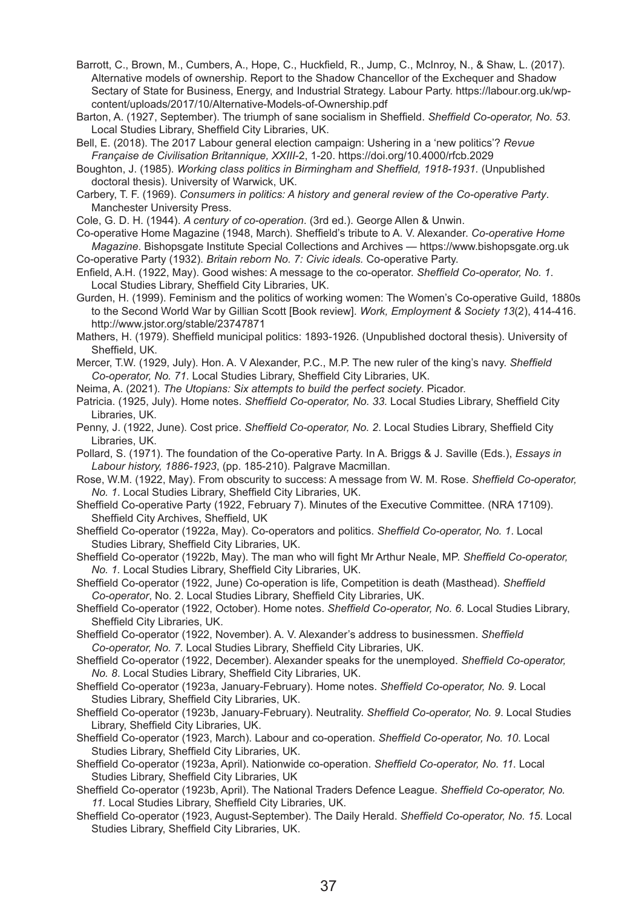Barrott, C., Brown, M., Cumbers, A., Hope, C., Huckfield, R., Jump, C., McInroy, N., & Shaw, L. (2017). Alternative models of ownership. Report to the Shadow Chancellor of the Exchequer and Shadow Sectary of State for Business, Energy, and Industrial Strategy. Labour Party. https://labour.org.uk/wp-content/uploads/2017/10/Alternative-Models-of-Ownership.pdf

Barton, A. (1927, September). The triumph of sane socialism in Sheffield. *Sheffield Co-operator, No. 53*. Local Studies Library, Sheffield City Libraries, UK.

Bell, E. (2018). The 2017 Labour general election campaign: Ushering in a 'new politics'? *Revue Française de Civilisation Britannique, XXIII*-2, 1-20. https://doi.org/10.4000/rfcb.2029

Boughton, J. (1985). *Working class politics in Birmingham and Sheffield, 1918-1931.* (Unpublished doctoral thesis). University of Warwick, UK.

Carbery, T. F. (1969). *Consumers in politics: A history and general review of the Co-operative Party*. Manchester University Press.

Cole, G. D. H. (1944). *A century of co-operation*. (3rd ed.). George Allen & Unwin.

Co-operative Home Magazine (1948, March). Sheffield's tribute to A. V. Alexander. *Co-operative Home Magazine*. Bishopsgate Institute Special Collections and Archives — https://www.bishopsgate.org.uk

Co-operative Party (1932). *Britain reborn No. 7: Civic ideals.* Co-operative Party.

Enfield, A.H. (1922, May). Good wishes: A message to the co-operator. *Sheffield Co-operator, No. 1*. Local Studies Library, Sheffield City Libraries, UK.

Gurden, H. (1999). Feminism and the politics of working women: The Women's Co-operative Guild, 1880s to the Second World War by Gillian Scott [Book review]. *Work, Employment & Society 13*(2), 414-416. http://www.jstor.org/stable/23747871

Mathers, H. (1979). Sheffield municipal politics: 1893-1926. (Unpublished doctoral thesis). University of Sheffield, UK.

Mercer, T.W. (1929, July). Hon. A. V Alexander, P.C., M.P. The new ruler of the king's navy. *Sheffield Co-operator, No. 71*. Local Studies Library, Sheffield City Libraries, UK.

Neima, A. (2021). *The Utopians: Six attempts to build the perfect society*. Picador.

Patricia. (1925, July). Home notes. *Sheffield Co-operator, No. 33.* Local Studies Library, Sheffield City Libraries, UK.

Penny, J. (1922, June). Cost price. *Sheffield Co-operator, No. 2*. Local Studies Library, Sheffield City Libraries, UK.

Pollard, S. (1971). The foundation of the Co-operative Party. In A. Briggs & J. Saville (Eds.), *Essays in Labour history, 1886-1923*, (pp. 185-210). Palgrave Macmillan.

Rose, W.M. (1922, May). From obscurity to success: A message from W. M. Rose. *Sheffield Co-operator, No. 1*. Local Studies Library, Sheffield City Libraries, UK.

Sheffield Co-operative Party (1922, February 7). Minutes of the Executive Committee. (NRA 17109). Sheffield City Archives, Sheffield, UK

Sheffield Co-operator (1922a, May). Co-operators and politics. *Sheffield Co-operator, No. 1*. Local Studies Library, Sheffield City Libraries, UK.

Sheffield Co-operator (1922b, May). The man who will fight Mr Arthur Neale, MP. *Sheffield Co-operator, No. 1*. Local Studies Library, Sheffield City Libraries, UK.

Sheffield Co-operator (1922, June) Co-operation is life, Competition is death (Masthead). *Sheffield Co-operator*, No. 2. Local Studies Library, Sheffield City Libraries, UK.

Sheffield Co-operator (1922, October). Home notes. *Sheffield Co-operator, No. 6*. Local Studies Library, Sheffield City Libraries, UK.

Sheffield Co-operator (1922, November). A. V. Alexander's address to businessmen. *Sheffield Co-operator, No. 7*. Local Studies Library, Sheffield City Libraries, UK.

Sheffield Co-operator (1922, December). Alexander speaks for the unemployed. *Sheffield Co-operator, No. 8*. Local Studies Library, Sheffield City Libraries, UK.

Sheffield Co-operator (1923a, January-February). Home notes. *Sheffield Co-operator, No. 9*. Local Studies Library, Sheffield City Libraries, UK.

Sheffield Co-operator (1923b, January-February). Neutrality. *Sheffield Co-operator, No. 9*. Local Studies Library, Sheffield City Libraries, UK.

Sheffield Co-operator (1923, March). Labour and co-operation. *Sheffield Co-operator, No. 10*. Local Studies Library, Sheffield City Libraries, UK.

Sheffield Co-operator (1923a, April). Nationwide co-operation. *Sheffield Co-operator, No. 11*. Local Studies Library, Sheffield City Libraries, UK

Sheffield Co-operator (1923b, April). The National Traders Defence League. *Sheffield Co-operator, No. 11.* Local Studies Library, Sheffield City Libraries, UK.

Sheffield Co-operator (1923, August-September). The Daily Herald. *Sheffield Co-operator, No. 15*. Local Studies Library, Sheffield City Libraries, UK.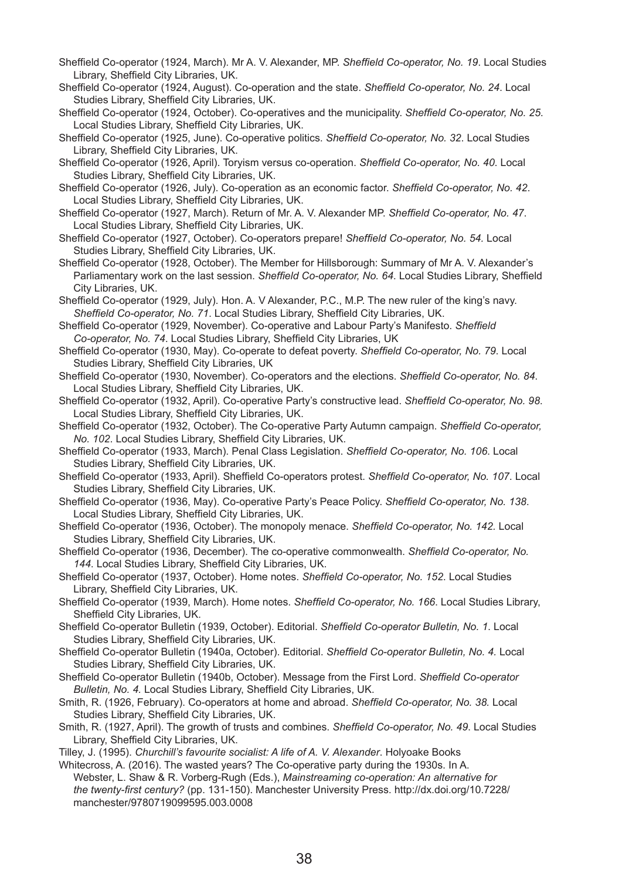Sheffield Co-operator (1924, March). Mr A. V. Alexander, MP. *Sheffield Co-operator, No. 19*. Local Studies Library, Sheffield City Libraries, UK.

Sheffield Co-operator (1924, August). Co-operation and the state. *Sheffield Co-operator, No. 24*. Local Studies Library, Sheffield City Libraries, UK.

Sheffield Co-operator (1924, October). Co-operatives and the municipality. *Sheffield Co-operator, No. 25*. Local Studies Library, Sheffield City Libraries, UK.

Sheffield Co-operator (1925, June). Co-operative politics. *Sheffield Co-operator, No. 32*. Local Studies Library, Sheffield City Libraries, UK.

Sheffield Co-operator (1926, April). Toryism versus co-operation. *Sheffield Co-operator, No. 40*. Local Studies Library, Sheffield City Libraries, UK.

Sheffield Co-operator (1926, July). Co-operation as an economic factor. *Sheffield Co-operator, No. 42*. Local Studies Library, Sheffield City Libraries, UK.

Sheffield Co-operator (1927, March). Return of Mr. A. V. Alexander MP. *Sheffield Co-operator, No. 47*. Local Studies Library, Sheffield City Libraries, UK.

Sheffield Co-operator (1927, October). Co-operators prepare! *Sheffield Co-operator, No. 54*. Local Studies Library, Sheffield City Libraries, UK.

Sheffield Co-operator (1928, October). The Member for Hillsborough: Summary of Mr A. V. Alexander's Parliamentary work on the last session. *Sheffield Co-operator, No. 64*. Local Studies Library, Sheffield City Libraries, UK.

Sheffield Co-operator (1929, July). Hon. A. V Alexander, P.C., M.P. The new ruler of the king's navy. *Sheffield Co-operator, No. 71*. Local Studies Library, Sheffield City Libraries, UK.

Sheffield Co-operator (1929, November). Co-operative and Labour Party's Manifesto. *Sheffield Co-operator, No. 74*. Local Studies Library, Sheffield City Libraries, UK

Sheffield Co-operator (1930, May). Co-operate to defeat poverty. *Sheffield Co-operator, No. 79*. Local Studies Library, Sheffield City Libraries, UK

Sheffield Co-operator (1930, November). Co-operators and the elections. *Sheffield Co-operator, No. 84*. Local Studies Library, Sheffield City Libraries, UK.

Sheffield Co-operator (1932, April). Co-operative Party's constructive lead. *Sheffield Co-operator, No. 98*. Local Studies Library, Sheffield City Libraries, UK.

Sheffield Co-operator (1932, October). The Co-operative Party Autumn campaign. *Sheffield Co-operator, No. 102*. Local Studies Library, Sheffield City Libraries, UK.

Sheffield Co-operator (1933, March). Penal Class Legislation. *Sheffield Co-operator, No. 106*. Local Studies Library, Sheffield City Libraries, UK.

Sheffield Co-operator (1933, April). Sheffield Co-operators protest. *Sheffield Co-operator, No. 107*. Local Studies Library, Sheffield City Libraries, UK.

Sheffield Co-operator (1936, May). Co-operative Party's Peace Policy. *Sheffield Co-operator, No. 138*. Local Studies Library, Sheffield City Libraries, UK.

Sheffield Co-operator (1936, October). The monopoly menace. *Sheffield Co-operator, No. 142*. Local Studies Library, Sheffield City Libraries, UK.

Sheffield Co-operator (1936, December). The co-operative commonwealth. *Sheffield Co-operator, No. 144*. Local Studies Library, Sheffield City Libraries, UK.

Sheffield Co-operator (1937, October). Home notes. *Sheffield Co-operator, No. 152*. Local Studies Library, Sheffield City Libraries, UK.

Sheffield Co-operator (1939, March). Home notes. *Sheffield Co-operator, No. 166*. Local Studies Library, Sheffield City Libraries, UK.

Sheffield Co-operator Bulletin (1939, October). Editorial. *Sheffield Co-operator Bulletin, No. 1*. Local Studies Library, Sheffield City Libraries, UK.

Sheffield Co-operator Bulletin (1940a, October). Editorial. *Sheffield Co-operator Bulletin, No. 4*. Local Studies Library, Sheffield City Libraries, UK.

Sheffield Co-operator Bulletin (1940b, October). Message from the First Lord. *Sheffield Co-operator Bulletin, No. 4*. Local Studies Library, Sheffield City Libraries, UK.

Smith, R. (1926, February). Co-operators at home and abroad. *Sheffield Co-operator, No. 38*. Local Studies Library, Sheffield City Libraries, UK.

Smith, R. (1927, April). The growth of trusts and combines. *Sheffield Co-operator, No. 49*. Local Studies Library, Sheffield City Libraries, UK.

Tilley, J. (1995). *Churchill's favourite socialist: A life of A. V. Alexander*. Holyoake Books

Whitecross, A. (2016). The wasted years? The Co-operative party during the 1930s. In A. Webster, L. Shaw & R. Vorberg-Rugh (Eds.), *Mainstreaming co-operation: An alternative for the twenty-first century?* (pp. 131-150). Manchester University Press. http://dx.doi.org/10.7228/manchester/9780719099595.003.0008